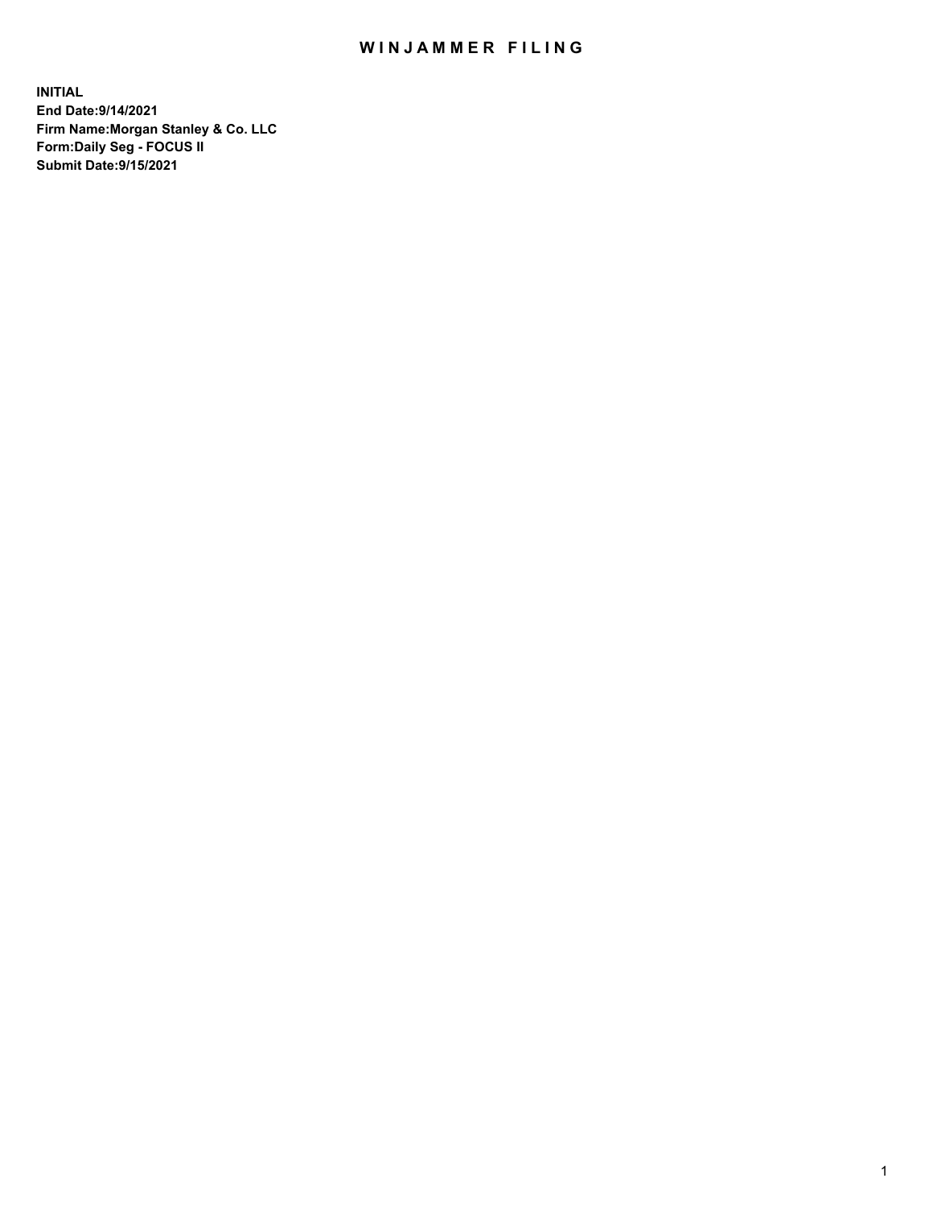# WINJAMMER FILING

**INITIAL**
**End Date:9/14/2021**
**Firm Name:Morgan Stanley & Co. LLC**
**Form:Daily Seg - FOCUS II**
**Submit Date:9/15/2021**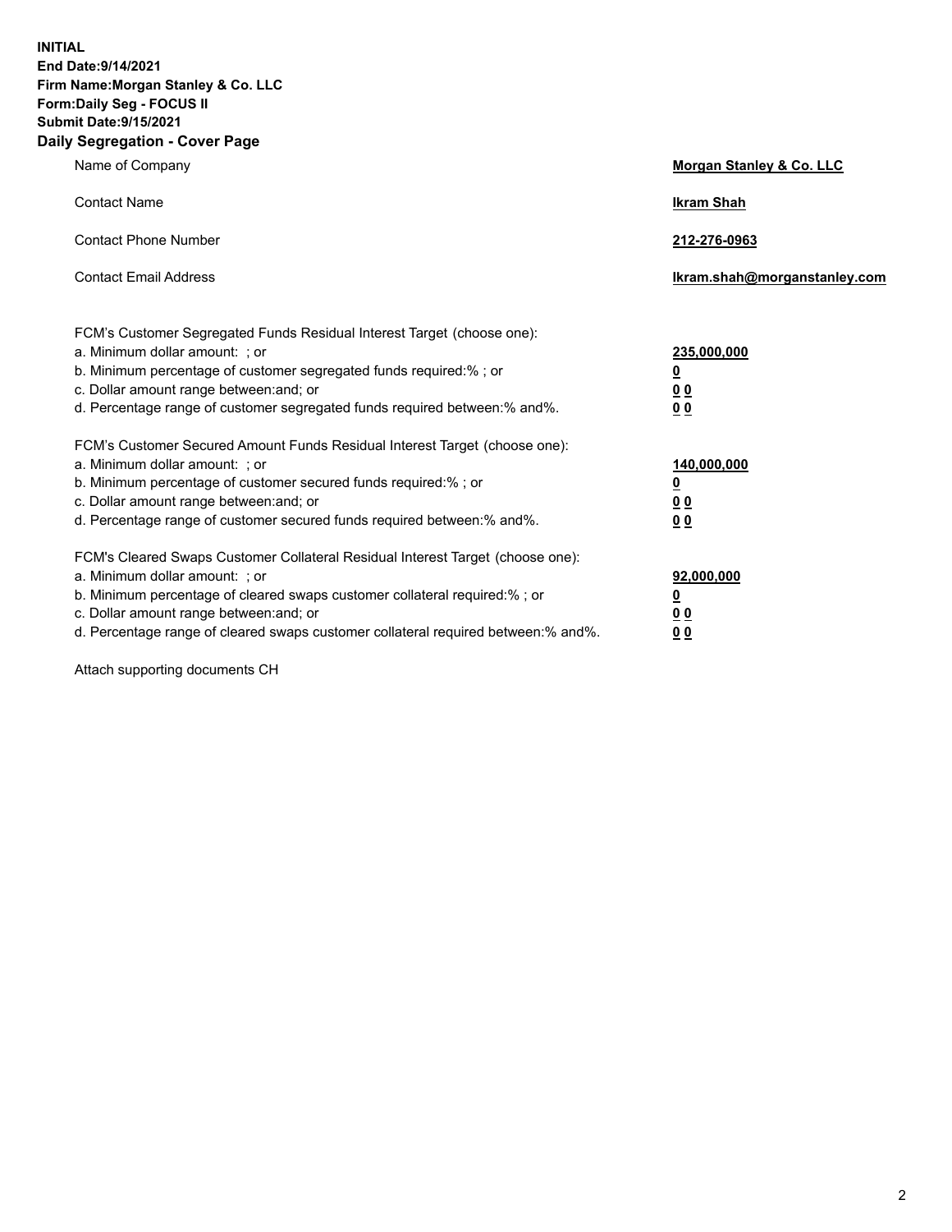**INITIAL**
**End Date:9/14/2021**
**Firm Name:Morgan Stanley & Co. LLC**
**Form:Daily Seg - FOCUS II**
**Submit Date:9/15/2021**

## Daily Segregation - Cover Page

| | |
|---|---|
| Name of Company | **Morgan Stanley & Co. LLC** |
| Contact Name | **Ikram Shah** |
| Contact Phone Number | **212-276-0963** |
| Contact Email Address | **Ikram.shah@morganstanley.com** |

| | |
|---|---|
| FCM's Customer Segregated Funds Residual Interest Target (choose one): | |
| a. Minimum dollar amount: ; or | **235,000,000** |
| b. Minimum percentage of customer segregated funds required:% ; or | **0** |
| c. Dollar amount range between:and; or | **0 0** |
| d. Percentage range of customer segregated funds required between:% and%. | **0 0** |
| FCM's Customer Secured Amount Funds Residual Interest Target (choose one): | |
| a. Minimum dollar amount: ; or | **140,000,000** |
| b. Minimum percentage of customer secured funds required:% ; or | **0** |
| c. Dollar amount range between:and; or | **0 0** |
| d. Percentage range of customer secured funds required between:% and%. | **0 0** |
| FCM's Cleared Swaps Customer Collateral Residual Interest Target (choose one): | |
| a. Minimum dollar amount: ; or | **92,000,000** |
| b. Minimum percentage of cleared swaps customer collateral required:% ; or | **0** |
| c. Dollar amount range between:and; or | **0 0** |
| d. Percentage range of cleared swaps customer collateral required between:% and%. | **0 0** |

Attach supporting documents CH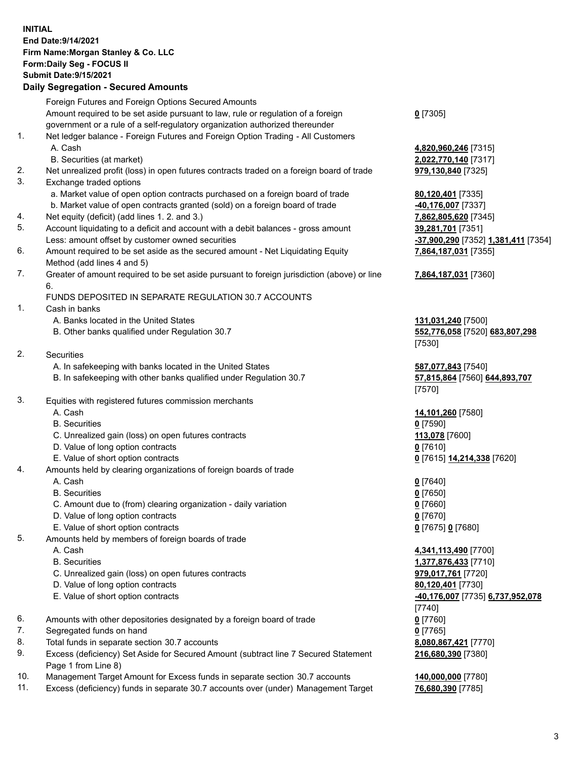**INITIAL**
**End Date:9/14/2021**
**Firm Name:Morgan Stanley & Co. LLC**
**Form:Daily Seg - FOCUS II**
**Submit Date:9/15/2021**

## Daily Segregation - Secured Amounts

| | | |
|---|---|---|
| | Foreign Futures and Foreign Options Secured Amounts | |
| | Amount required to be set aside pursuant to law, rule or regulation of a foreign government or a rule of a self-regulatory organization authorized thereunder | **0** [7305] |
| 1. | Net ledger balance - Foreign Futures and Foreign Option Trading - All Customers | |
| | A. Cash | **4,820,960,246** [7315] |
| | B. Securities (at market) | **2,022,770,140** [7317] |
| 2. | Net unrealized profit (loss) in open futures contracts traded on a foreign board of trade | **979,130,840** [7325] |
| 3. | Exchange traded options | |
| | a. Market value of open option contracts purchased on a foreign board of trade | **80,120,401** [7335] |
| | b. Market value of open contracts granted (sold) on a foreign board of trade | **-40,176,007** [7337] |
| 4. | Net equity (deficit) (add lines 1. 2. and 3.) | **7,862,805,620** [7345] |
| 5. | Account liquidating to a deficit and account with a debit balances - gross amount | **39,281,701** [7351] |
| | Less: amount offset by customer owned securities | **-37,900,290** [7352] **1,381,411** [7354] |
| 6. | Amount required to be set aside as the secured amount - Net Liquidating Equity Method (add lines 4 and 5) | **7,864,187,031** [7355] |
| 7. | Greater of amount required to be set aside pursuant to foreign jurisdiction (above) or line 6. | **7,864,187,031** [7360] |
| | FUNDS DEPOSITED IN SEPARATE REGULATION 30.7 ACCOUNTS | |
| 1. | Cash in banks | |
| | A. Banks located in the United States | **131,031,240** [7500] |
| | B. Other banks qualified under Regulation 30.7 | **552,776,058** [7520] **683,807,298** [7530] |
| 2. | Securities | |
| | A. In safekeeping with banks located in the United States | **587,077,843** [7540] |
| | B. In safekeeping with other banks qualified under Regulation 30.7 | **57,815,864** [7560] **644,893,707** [7570] |
| 3. | Equities with registered futures commission merchants | |
| | A. Cash | **14,101,260** [7580] |
| | B. Securities | **0** [7590] |
| | C. Unrealized gain (loss) on open futures contracts | **113,078** [7600] |
| | D. Value of long option contracts | **0** [7610] |
| | E. Value of short option contracts | **0** [7615] **14,214,338** [7620] |
| 4. | Amounts held by clearing organizations of foreign boards of trade | |
| | A. Cash | **0** [7640] |
| | B. Securities | **0** [7650] |
| | C. Amount due to (from) clearing organization - daily variation | **0** [7660] |
| | D. Value of long option contracts | **0** [7670] |
| | E. Value of short option contracts | **0** [7675] **0** [7680] |
| 5. | Amounts held by members of foreign boards of trade | |
| | A. Cash | **4,341,113,490** [7700] |
| | B. Securities | **1,377,876,433** [7710] |
| | C. Unrealized gain (loss) on open futures contracts | **979,017,761** [7720] |
| | D. Value of long option contracts | **80,120,401** [7730] |
| | E. Value of short option contracts | **-40,176,007** [7735] **6,737,952,078** [7740] |
| 6. | Amounts with other depositories designated by a foreign board of trade | **0** [7760] |
| 7. | Segregated funds on hand | **0** [7765] |
| 8. | Total funds in separate section 30.7 accounts | **8,080,867,421** [7770] |
| 9. | Excess (deficiency) Set Aside for Secured Amount (subtract line 7 Secured Statement Page 1 from Line 8) | **216,680,390** [7380] |
| 10. | Management Target Amount for Excess funds in separate section 30.7 accounts | **140,000,000** [7780] |
| 11. | Excess (deficiency) funds in separate 30.7 accounts over (under) Management Target | **76,680,390** [7785] |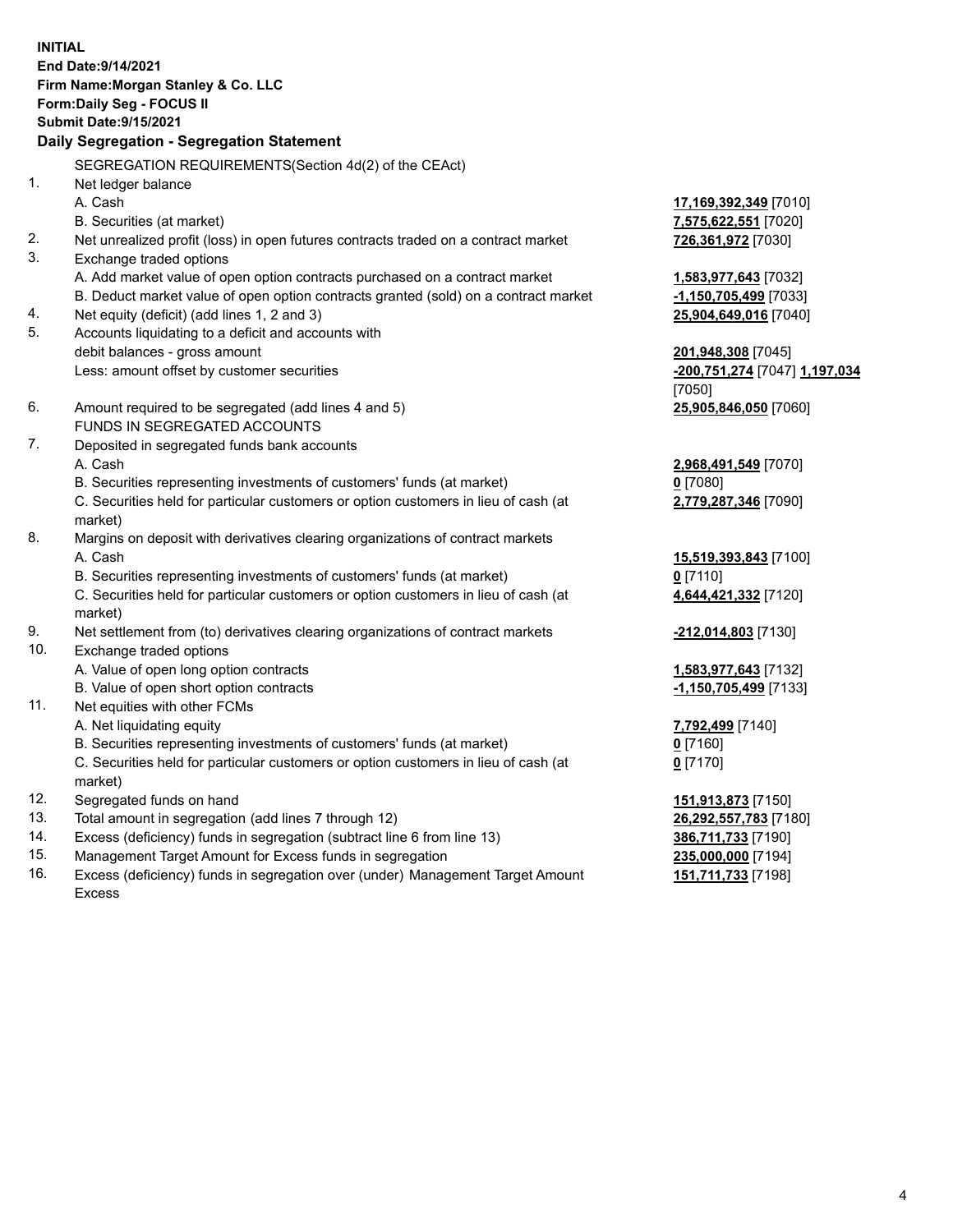**INITIAL**
**End Date:9/14/2021**
**Firm Name:Morgan Stanley & Co. LLC**
**Form:Daily Seg - FOCUS II**
**Submit Date:9/15/2021**

**Daily Segregation - Segregation Statement**

SEGREGATION REQUIREMENTS(Section 4d(2) of the CEAct)

| | | |
|---|---|---|
| 1. | Net ledger balance | |
| | A. Cash | **17,169,392,349** [7010] |
| | B. Securities (at market) | **7,575,622,551** [7020] |
| 2. | Net unrealized profit (loss) in open futures contracts traded on a contract market | **726,361,972** [7030] |
| 3. | Exchange traded options | |
| | A. Add market value of open option contracts purchased on a contract market | **1,583,977,643** [7032] |
| | B. Deduct market value of open option contracts granted (sold) on a contract market | **-1,150,705,499** [7033] |
| 4. | Net equity (deficit) (add lines 1, 2 and 3) | **25,904,649,016** [7040] |
| 5. | Accounts liquidating to a deficit and accounts with debit balances - gross amount | **201,948,308** [7045] |
| | Less: amount offset by customer securities | **-200,751,274** [7047] **1,197,034** [7050] |
| 6. | Amount required to be segregated (add lines 4 and 5) | **25,905,846,050** [7060] |
| | FUNDS IN SEGREGATED ACCOUNTS | |
| 7. | Deposited in segregated funds bank accounts | |
| | A. Cash | **2,968,491,549** [7070] |
| | B. Securities representing investments of customers' funds (at market) | **0** [7080] |
| | C. Securities held for particular customers or option customers in lieu of cash (at market) | **2,779,287,346** [7090] |
| 8. | Margins on deposit with derivatives clearing organizations of contract markets | |
| | A. Cash | **15,519,393,843** [7100] |
| | B. Securities representing investments of customers' funds (at market) | **0** [7110] |
| | C. Securities held for particular customers or option customers in lieu of cash (at market) | **4,644,421,332** [7120] |
| 9. | Net settlement from (to) derivatives clearing organizations of contract markets | **-212,014,803** [7130] |
| 10. | Exchange traded options | |
| | A. Value of open long option contracts | **1,583,977,643** [7132] |
| | B. Value of open short option contracts | **-1,150,705,499** [7133] |
| 11. | Net equities with other FCMs | |
| | A. Net liquidating equity | **7,792,499** [7140] |
| | B. Securities representing investments of customers' funds (at market) | **0** [7160] |
| | C. Securities held for particular customers or option customers in lieu of cash (at market) | **0** [7170] |
| 12. | Segregated funds on hand | **151,913,873** [7150] |
| 13. | Total amount in segregation (add lines 7 through 12) | **26,292,557,783** [7180] |
| 14. | Excess (deficiency) funds in segregation (subtract line 6 from line 13) | **386,711,733** [7190] |
| 15. | Management Target Amount for Excess funds in segregation | **235,000,000** [7194] |
| 16. | Excess (deficiency) funds in segregation over (under) Management Target Amount Excess | **151,711,733** [7198] |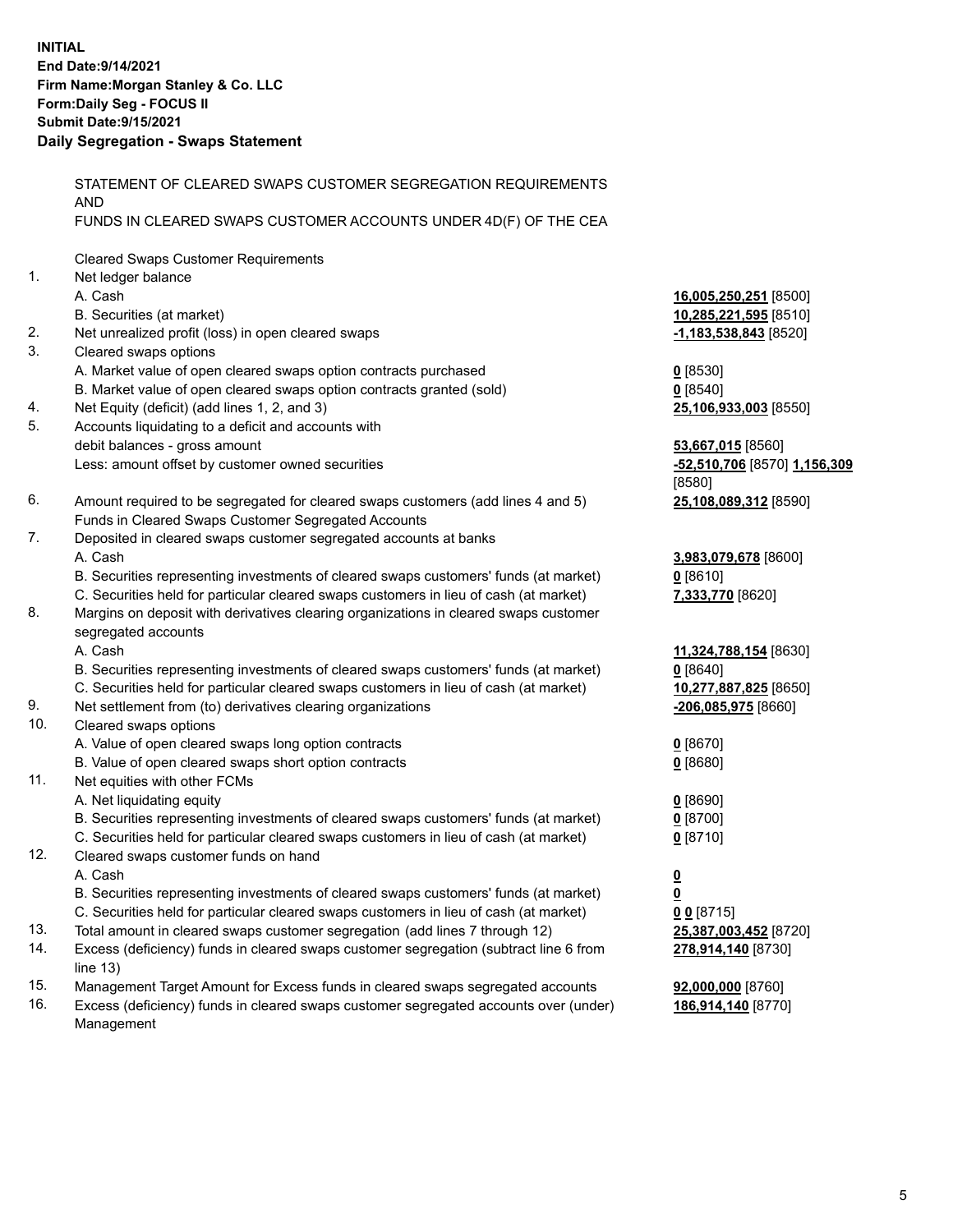**INITIAL**
**End Date:9/14/2021**
**Firm Name:Morgan Stanley & Co. LLC**
**Form:Daily Seg - FOCUS II**
**Submit Date:9/15/2021**
**Daily Segregation - Swaps Statement**

STATEMENT OF CLEARED SWAPS CUSTOMER SEGREGATION REQUIREMENTS AND FUNDS IN CLEARED SWAPS CUSTOMER ACCOUNTS UNDER 4D(F) OF THE CEA

| | | |
|---|---|---|
| | Cleared Swaps Customer Requirements | |
| 1. | Net ledger balance | |
| | A. Cash | **16,005,250,251** [8500] |
| | B. Securities (at market) | **10,285,221,595** [8510] |
| 2. | Net unrealized profit (loss) in open cleared swaps | **-1,183,538,843** [8520] |
| 3. | Cleared swaps options | |
| | A. Market value of open cleared swaps option contracts purchased | **0** [8530] |
| | B. Market value of open cleared swaps option contracts granted (sold) | **0** [8540] |
| 4. | Net Equity (deficit) (add lines 1, 2, and 3) | **25,106,933,003** [8550] |
| 5. | Accounts liquidating to a deficit and accounts with debit balances - gross amount | **53,667,015** [8560] |
| | Less: amount offset by customer owned securities | **-52,510,706** [8570] **1,156,309** [8580] |
| 6. | Amount required to be segregated for cleared swaps customers (add lines 4 and 5) | **25,108,089,312** [8590] |
| | Funds in Cleared Swaps Customer Segregated Accounts | |
| 7. | Deposited in cleared swaps customer segregated accounts at banks | |
| | A. Cash | **3,983,079,678** [8600] |
| | B. Securities representing investments of cleared swaps customers' funds (at market) | **0** [8610] |
| | C. Securities held for particular cleared swaps customers in lieu of cash (at market) | **7,333,770** [8620] |
| 8. | Margins on deposit with derivatives clearing organizations in cleared swaps customer segregated accounts | |
| | A. Cash | **11,324,788,154** [8630] |
| | B. Securities representing investments of cleared swaps customers' funds (at market) | **0** [8640] |
| | C. Securities held for particular cleared swaps customers in lieu of cash (at market) | **10,277,887,825** [8650] |
| 9. | Net settlement from (to) derivatives clearing organizations | **-206,085,975** [8660] |
| 10. | Cleared swaps options | |
| | A. Value of open cleared swaps long option contracts | **0** [8670] |
| | B. Value of open cleared swaps short option contracts | **0** [8680] |
| 11. | Net equities with other FCMs | |
| | A. Net liquidating equity | **0** [8690] |
| | B. Securities representing investments of cleared swaps customers' funds (at market) | **0** [8700] |
| | C. Securities held for particular cleared swaps customers in lieu of cash (at market) | **0** [8710] |
| 12. | Cleared swaps customer funds on hand | |
| | A. Cash | **0** |
| | B. Securities representing investments of cleared swaps customers' funds (at market) | **0** |
| | C. Securities held for particular cleared swaps customers in lieu of cash (at market) | **0** **0** [8715] |
| 13. | Total amount in cleared swaps customer segregation (add lines 7 through 12) | **25,387,003,452** [8720] |
| 14. | Excess (deficiency) funds in cleared swaps customer segregation (subtract line 6 from line 13) | **278,914,140** [8730] |
| 15. | Management Target Amount for Excess funds in cleared swaps segregated accounts | **92,000,000** [8760] |
| 16. | Excess (deficiency) funds in cleared swaps customer segregated accounts over (under) Management | **186,914,140** [8770] |